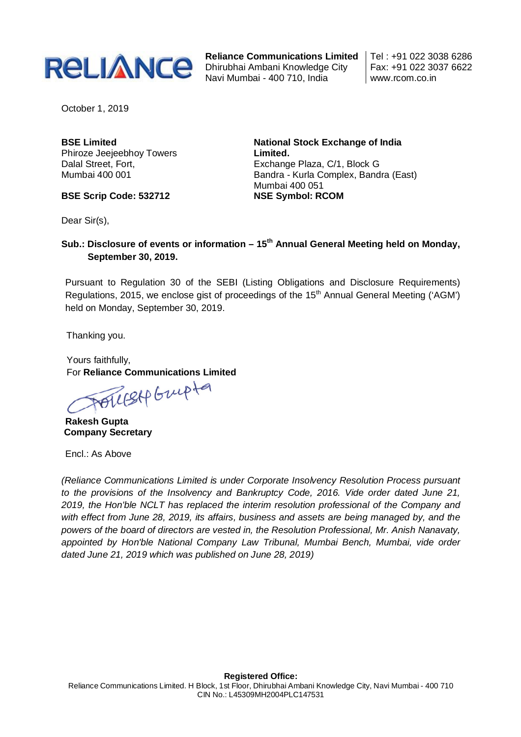**Reliance Communications Limited**
Dhirubhai Ambani Knowledge City
Navi Mumbai - 400 710, India

Tel : +91 022 3038 6286
Fax: +91 022 3037 6622
www.rcom.co.in

October 1, 2019

**BSE Limited**
Phiroze Jeejeebhoy Towers
Dalal Street, Fort,
Mumbai 400 001

**BSE Scrip Code: 532712**

**National Stock Exchange of India Limited.**
Exchange Plaza, C/1, Block G
Bandra - Kurla Complex, Bandra (East)
Mumbai 400 051
**NSE Symbol: RCOM**

Dear Sir(s),

**Sub.: Disclosure of events or information – 15th Annual General Meeting held on Monday, September 30, 2019.**

Pursuant to Regulation 30 of the SEBI (Listing Obligations and Disclosure Requirements) Regulations, 2015, we enclose gist of proceedings of the 15th Annual General Meeting ('AGM') held on Monday, September 30, 2019.

Thanking you.

Yours faithfully,
For **Reliance Communications Limited**

**Rakesh Gupta**
**Company Secretary**

Encl.: As Above

*(Reliance Communications Limited is under Corporate Insolvency Resolution Process pursuant to the provisions of the Insolvency and Bankruptcy Code, 2016. Vide order dated June 21, 2019, the Hon'ble NCLT has replaced the interim resolution professional of the Company and with effect from June 28, 2019, its affairs, business and assets are being managed by, and the powers of the board of directors are vested in, the Resolution Professional, Mr. Anish Nanavaty, appointed by Hon'ble National Company Law Tribunal, Mumbai Bench, Mumbai, vide order dated June 21, 2019 which was published on June 28, 2019)*

**Registered Office:**
Reliance Communications Limited. H Block, 1st Floor, Dhirubhai Ambani Knowledge City, Navi Mumbai - 400 710
CIN No.: L45309MH2004PLC147531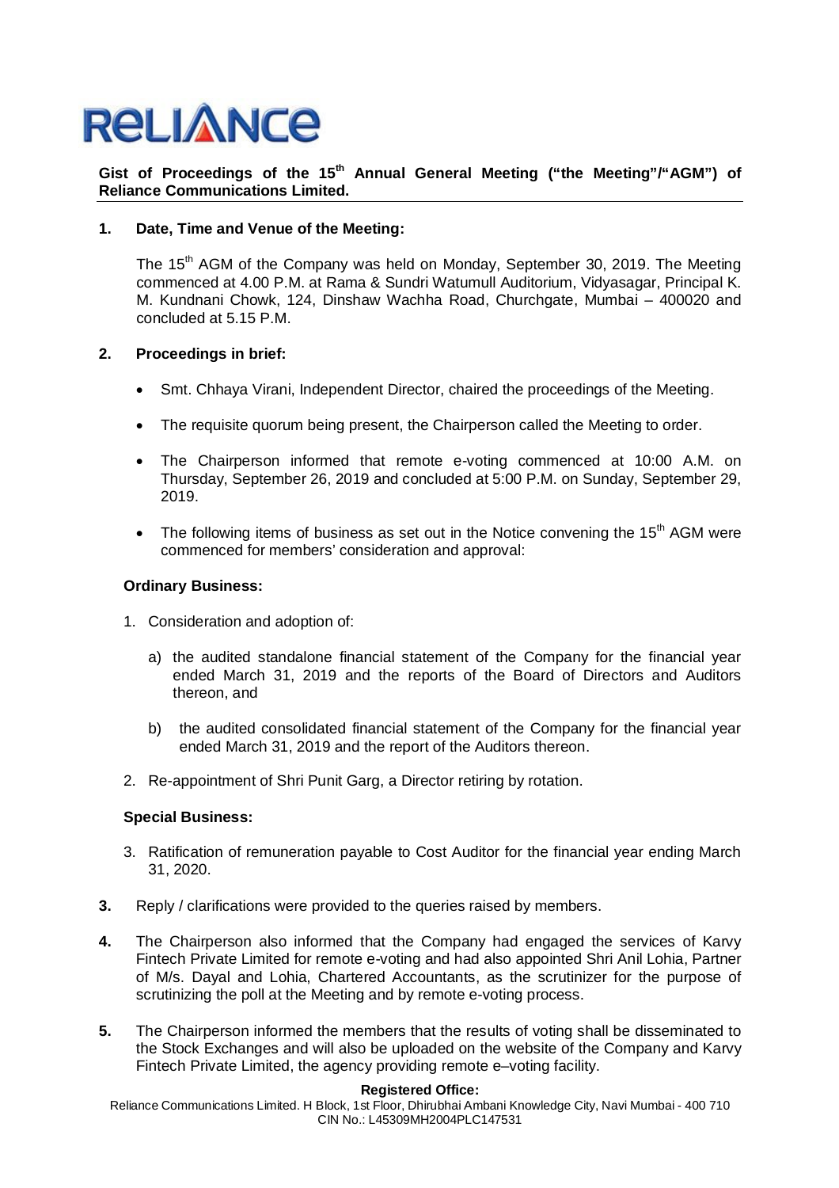RELIANCE

**Gist of Proceedings of the 15th Annual General Meeting ("the Meeting"/"AGM") of Reliance Communications Limited.**

**1. Date, Time and Venue of the Meeting:**

The 15th AGM of the Company was held on Monday, September 30, 2019. The Meeting commenced at 4.00 P.M. at Rama & Sundri Watumull Auditorium, Vidyasagar, Principal K. M. Kundnani Chowk, 124, Dinshaw Wachha Road, Churchgate, Mumbai – 400020 and concluded at 5.15 P.M.

**2. Proceedings in brief:**

- Smt. Chhaya Virani, Independent Director, chaired the proceedings of the Meeting.
- The requisite quorum being present, the Chairperson called the Meeting to order.
- The Chairperson informed that remote e-voting commenced at 10:00 A.M. on Thursday, September 26, 2019 and concluded at 5:00 P.M. on Sunday, September 29, 2019.
- The following items of business as set out in the Notice convening the 15th AGM were commenced for members' consideration and approval:

**Ordinary Business:**

1. Consideration and adoption of:
   a) the audited standalone financial statement of the Company for the financial year ended March 31, 2019 and the reports of the Board of Directors and Auditors thereon, and
   b) the audited consolidated financial statement of the Company for the financial year ended March 31, 2019 and the report of the Auditors thereon.
2. Re-appointment of Shri Punit Garg, a Director retiring by rotation.

**Special Business:**

3. Ratification of remuneration payable to Cost Auditor for the financial year ending March 31, 2020.

**3.** Reply / clarifications were provided to the queries raised by members.

**4.** The Chairperson also informed that the Company had engaged the services of Karvy Fintech Private Limited for remote e-voting and had also appointed Shri Anil Lohia, Partner of M/s. Dayal and Lohia, Chartered Accountants, as the scrutinizer for the purpose of scrutinizing the poll at the Meeting and by remote e-voting process.

**5.** The Chairperson informed the members that the results of voting shall be disseminated to the Stock Exchanges and will also be uploaded on the website of the Company and Karvy Fintech Private Limited, the agency providing remote e–voting facility.

**Registered Office:**
Reliance Communications Limited. H Block, 1st Floor, Dhirubhai Ambani Knowledge City, Navi Mumbai - 400 710
CIN No.: L45309MH2004PLC147531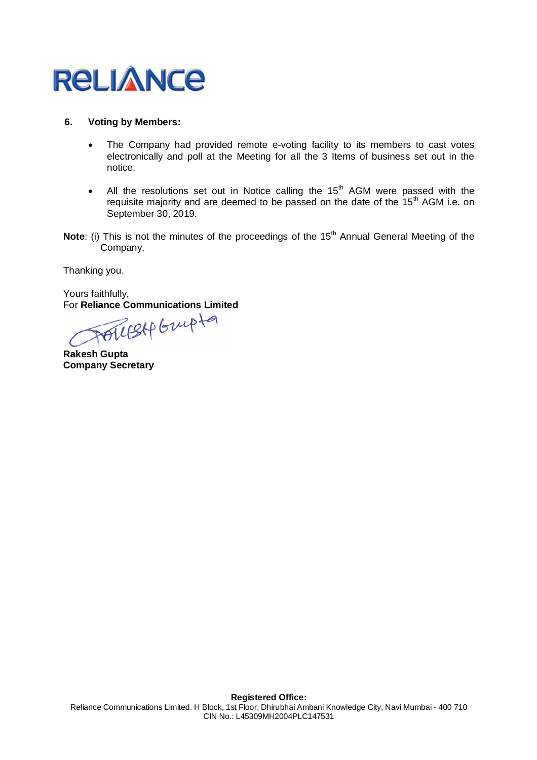**RELIANCE**

6. **Voting by Members:**

- The Company had provided remote e-voting facility to its members to cast votes electronically and poll at the Meeting for all the 3 Items of business set out in the notice.

- All the resolutions set out in Notice calling the 15th AGM were passed with the requisite majority and are deemed to be passed on the date of the 15th AGM i.e. on September 30, 2019.

**Note**: (i) This is not the minutes of the proceedings of the 15th Annual General Meeting of the Company.

Thanking you.

Yours faithfully,
For **Reliance Communications Limited**

**Rakesh Gupta**
**Company Secretary**

**Registered Office:**
Reliance Communications Limited. H Block, 1st Floor, Dhirubhai Ambani Knowledge City, Navi Mumbai - 400 710
CIN No.: L45309MH2004PLC147531